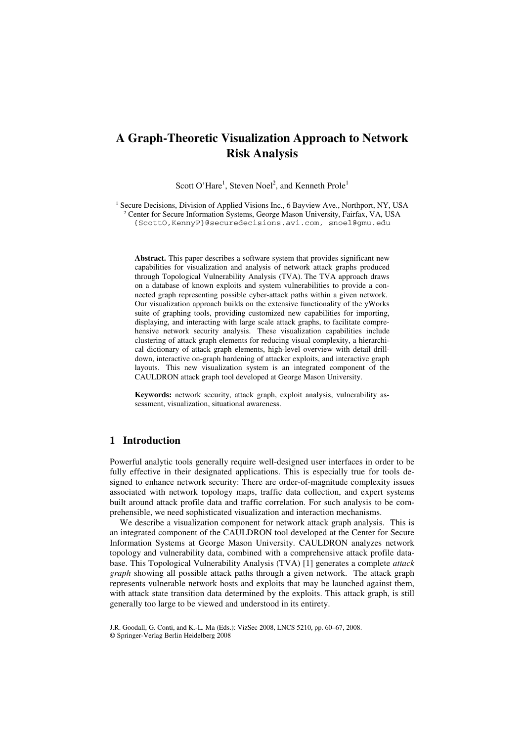# A Graph-Theoretic Visualization Approach to Network Risk Analysis

Scott O'Hare[1], Steven Noel[2], and Kenneth Prole[1]

[1] Secure Decisions, Division of Applied Visions Inc., 6 Bayview Ave., Northport, NY, USA
[2] Center for Secure Information Systems, George Mason University, Fairfax, VA, USA
{ScottO,KennyP}@securedecisions.avi.com, snoel@gmu.edu

**Abstract.** This paper describes a software system that provides significant new capabilities for visualization and analysis of network attack graphs produced through Topological Vulnerability Analysis (TVA). The TVA approach draws on a database of known exploits and system vulnerabilities to provide a connected graph representing possible cyber-attack paths within a given network. Our visualization approach builds on the extensive functionality of the yWorks suite of graphing tools, providing customized new capabilities for importing, displaying, and interacting with large scale attack graphs, to facilitate comprehensive network security analysis. These visualization capabilities include clustering of attack graph elements for reducing visual complexity, a hierarchical dictionary of attack graph elements, high-level overview with detail drill-down, interactive on-graph hardening of attacker exploits, and interactive graph layouts. This new visualization system is an integrated component of the CAULDRON attack graph tool developed at George Mason University.

**Keywords:** network security, attack graph, exploit analysis, vulnerability assessment, visualization, situational awareness.

## 1 Introduction

Powerful analytic tools generally require well-designed user interfaces in order to be fully effective in their designated applications. This is especially true for tools designed to enhance network security: There are order-of-magnitude complexity issues associated with network topology maps, traffic data collection, and expert systems built around attack profile data and traffic correlation. For such analysis to be comprehensible, we need sophisticated visualization and interaction mechanisms.

We describe a visualization component for network attack graph analysis. This is an integrated component of the CAULDRON tool developed at the Center for Secure Information Systems at George Mason University. CAULDRON analyzes network topology and vulnerability data, combined with a comprehensive attack profile database. This Topological Vulnerability Analysis (TVA) [1] generates a complete *attack graph* showing all possible attack paths through a given network. The attack graph represents vulnerable network hosts and exploits that may be launched against them, with attack state transition data determined by the exploits. This attack graph, is still generally too large to be viewed and understood in its entirety.

J.R. Goodall, G. Conti, and K.-L. Ma (Eds.): VizSec 2008, LNCS 5210, pp. 60–67, 2008.
© Springer-Verlag Berlin Heidelberg 2008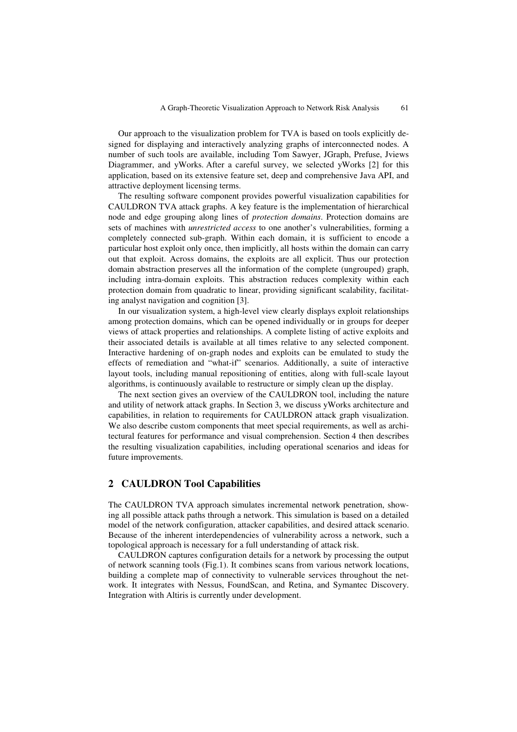Our approach to the visualization problem for TVA is based on tools explicitly designed for displaying and interactively analyzing graphs of interconnected nodes. A number of such tools are available, including Tom Sawyer, JGraph, Prefuse, Jviews Diagrammer, and yWorks. After a careful survey, we selected yWorks [2] for this application, based on its extensive feature set, deep and comprehensive Java API, and attractive deployment licensing terms.

The resulting software component provides powerful visualization capabilities for CAULDRON TVA attack graphs. A key feature is the implementation of hierarchical node and edge grouping along lines of *protection domains*. Protection domains are sets of machines with *unrestricted access* to one another's vulnerabilities, forming a completely connected sub-graph. Within each domain, it is sufficient to encode a particular host exploit only once, then implicitly, all hosts within the domain can carry out that exploit. Across domains, the exploits are all explicit. Thus our protection domain abstraction preserves all the information of the complete (ungrouped) graph, including intra-domain exploits. This abstraction reduces complexity within each protection domain from quadratic to linear, providing significant scalability, facilitating analyst navigation and cognition [3].

In our visualization system, a high-level view clearly displays exploit relationships among protection domains, which can be opened individually or in groups for deeper views of attack properties and relationships. A complete listing of active exploits and their associated details is available at all times relative to any selected component. Interactive hardening of on-graph nodes and exploits can be emulated to study the effects of remediation and "what-if" scenarios. Additionally, a suite of interactive layout tools, including manual repositioning of entities, along with full-scale layout algorithms, is continuously available to restructure or simply clean up the display.

The next section gives an overview of the CAULDRON tool, including the nature and utility of network attack graphs. In Section 3, we discuss yWorks architecture and capabilities, in relation to requirements for CAULDRON attack graph visualization. We also describe custom components that meet special requirements, as well as architectural features for performance and visual comprehension. Section 4 then describes the resulting visualization capabilities, including operational scenarios and ideas for future improvements.

## 2 CAULDRON Tool Capabilities

The CAULDRON TVA approach simulates incremental network penetration, showing all possible attack paths through a network. This simulation is based on a detailed model of the network configuration, attacker capabilities, and desired attack scenario. Because of the inherent interdependencies of vulnerability across a network, such a topological approach is necessary for a full understanding of attack risk.

CAULDRON captures configuration details for a network by processing the output of network scanning tools (Fig.1). It combines scans from various network locations, building a complete map of connectivity to vulnerable services throughout the network. It integrates with Nessus, FoundScan, and Retina, and Symantec Discovery. Integration with Altiris is currently under development.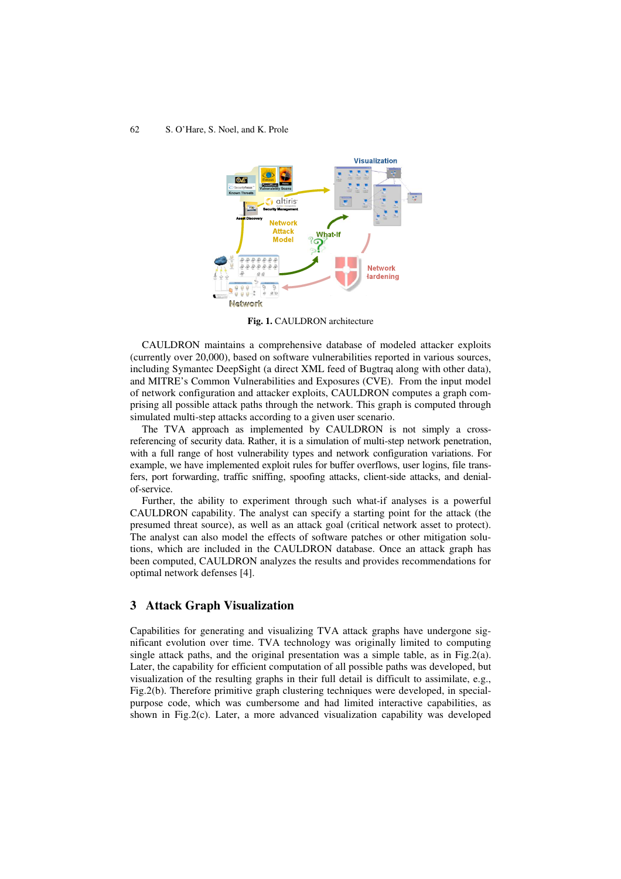**Fig. 1.** CAULDRON architecture

CAULDRON maintains a comprehensive database of modeled attacker exploits (currently over 20,000), based on software vulnerabilities reported in various sources, including Symantec DeepSight (a direct XML feed of Bugtraq along with other data), and MITRE's Common Vulnerabilities and Exposures (CVE). From the input model of network configuration and attacker exploits, CAULDRON computes a graph comprising all possible attack paths through the network. This graph is computed through simulated multi-step attacks according to a given user scenario.

The TVA approach as implemented by CAULDRON is not simply a cross-referencing of security data. Rather, it is a simulation of multi-step network penetration, with a full range of host vulnerability types and network configuration variations. For example, we have implemented exploit rules for buffer overflows, user logins, file transfers, port forwarding, traffic sniffing, spoofing attacks, client-side attacks, and denial-of-service.

Further, the ability to experiment through such what-if analyses is a powerful CAULDRON capability. The analyst can specify a starting point for the attack (the presumed threat source), as well as an attack goal (critical network asset to protect). The analyst can also model the effects of software patches or other mitigation solutions, which are included in the CAULDRON database. Once an attack graph has been computed, CAULDRON analyzes the results and provides recommendations for optimal network defenses [4].

## 3 Attack Graph Visualization

Capabilities for generating and visualizing TVA attack graphs have undergone significant evolution over time. TVA technology was originally limited to computing single attack paths, and the original presentation was a simple table, as in Fig.2(a). Later, the capability for efficient computation of all possible paths was developed, but visualization of the resulting graphs in their full detail is difficult to assimilate, e.g., Fig.2(b). Therefore primitive graph clustering techniques were developed, in special-purpose code, which was cumbersome and had limited interactive capabilities, as shown in Fig.2(c). Later, a more advanced visualization capability was developed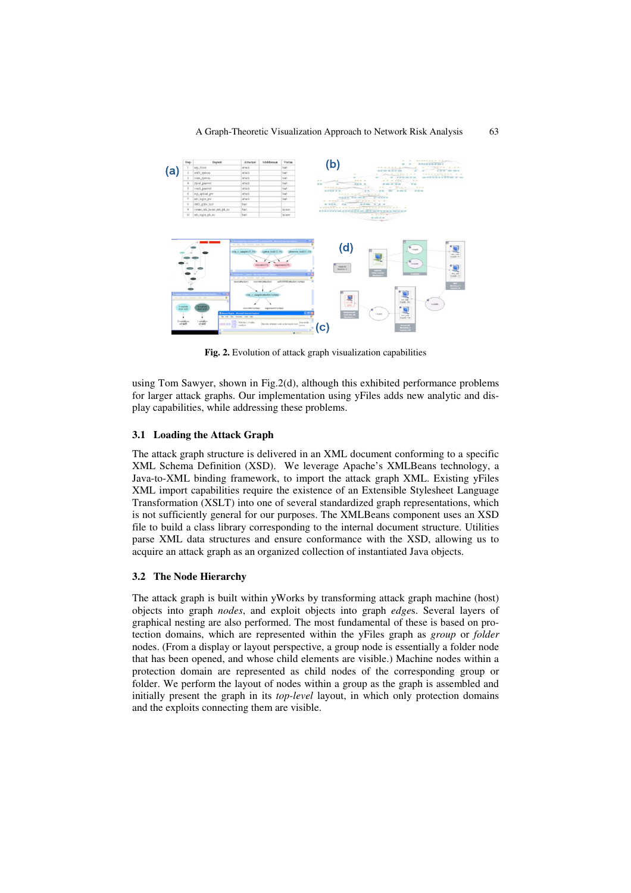Fig. 2. Evolution of attack graph visualization capabilities

using Tom Sawyer, shown in Fig.2(d), although this exhibited performance problems for larger attack graphs. Our implementation using yFiles adds new analytic and display capabilities, while addressing these problems.

### 3.1 Loading the Attack Graph

The attack graph structure is delivered in an XML document conforming to a specific XML Schema Definition (XSD). We leverage Apache's XMLBeans technology, a Java-to-XML binding framework, to import the attack graph XML. Existing yFiles XML import capabilities require the existence of an Extensible Stylesheet Language Transformation (XSLT) into one of several standardized graph representations, which is not sufficiently general for our purposes. The XMLBeans component uses an XSD file to build a class library corresponding to the internal document structure. Utilities parse XML data structures and ensure conformance with the XSD, allowing us to acquire an attack graph as an organized collection of instantiated Java objects.

### 3.2 The Node Hierarchy

The attack graph is built within yWorks by transforming attack graph machine (host) objects into graph *nodes*, and exploit objects into graph *edge*s. Several layers of graphical nesting are also performed. The most fundamental of these is based on protection domains, which are represented within the yFiles graph as *group* or *folder* nodes. (From a display or layout perspective, a group node is essentially a folder node that has been opened, and whose child elements are visible.) Machine nodes within a protection domain are represented as child nodes of the corresponding group or folder. We perform the layout of nodes within a group as the graph is assembled and initially present the graph in its *top-level* layout, in which only protection domains and the exploits connecting them are visible.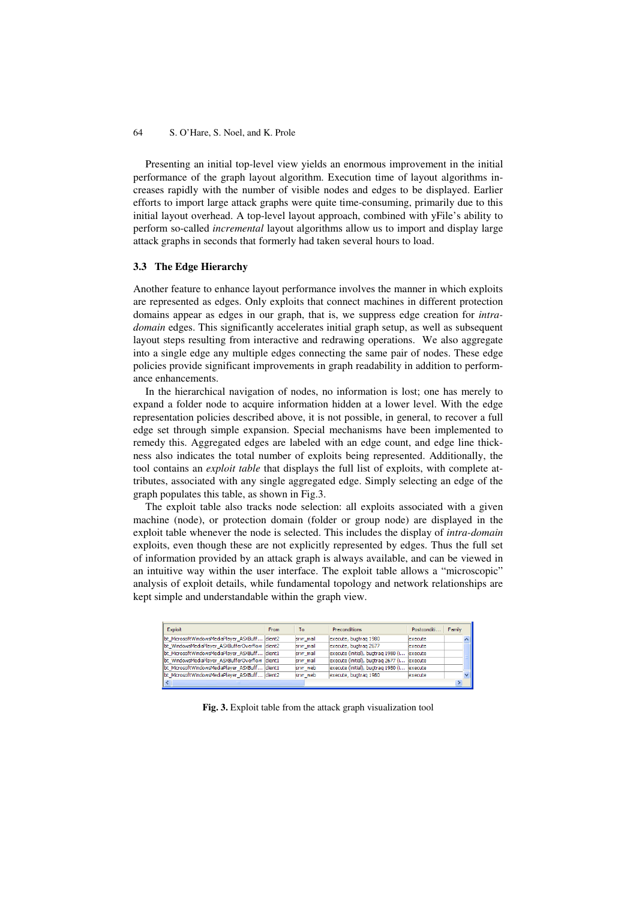Presenting an initial top-level view yields an enormous improvement in the initial performance of the graph layout algorithm. Execution time of layout algorithms increases rapidly with the number of visible nodes and edges to be displayed. Earlier efforts to import large attack graphs were quite time-consuming, primarily due to this initial layout overhead. A top-level layout approach, combined with yFile's ability to perform so-called *incremental* layout algorithms allow us to import and display large attack graphs in seconds that formerly had taken several hours to load.

### 3.3 The Edge Hierarchy

Another feature to enhance layout performance involves the manner in which exploits are represented as edges. Only exploits that connect machines in different protection domains appear as edges in our graph, that is, we suppress edge creation for *intra-domain* edges. This significantly accelerates initial graph setup, as well as subsequent layout steps resulting from interactive and redrawing operations. We also aggregate into a single edge any multiple edges connecting the same pair of nodes. These edge policies provide significant improvements in graph readability in addition to performance enhancements.

In the hierarchical navigation of nodes, no information is lost; one has merely to expand a folder node to acquire information hidden at a lower level. With the edge representation policies described above, it is not possible, in general, to recover a full edge set through simple expansion. Special mechanisms have been implemented to remedy this. Aggregated edges are labeled with an edge count, and edge line thickness also indicates the total number of exploits being represented. Additionally, the tool contains an *exploit table* that displays the full list of exploits, with complete attributes, associated with any single aggregated edge. Simply selecting an edge of the graph populates this table, as shown in Fig.3.

The exploit table also tracks node selection: all exploits associated with a given machine (node), or protection domain (folder or group node) are displayed in the exploit table whenever the node is selected. This includes the display of *intra-domain* exploits, even though these are not explicitly represented by edges. Thus the full set of information provided by an attack graph is always available, and can be viewed in an intuitive way within the user interface. The exploit table allows a "microscopic" analysis of exploit details, while fundamental topology and network relationships are kept simple and understandable within the graph view.

| Exploit | From | To | Preconditions | Postconditi... | Family |
|---|---|---|---|---|---|
| bc_MicrosoftWindowsMediaPlayer_ASXBuff... | client2 | srvr_mail | execute, bugtraq 1980 | execute | |
| bc_WindowsMediaPlayer_ASXBufferOverflow | client2 | srvr_mail | execute, bugtraq 2677 | execute | |
| bc_MicrosoftWindowsMediaPlayer_ASXBuff... | client1 | srvr_mail | execute (initial), bugtraq 1980 (i... | execute | |
| bc_WindowsMediaPlayer_ASXBufferOverflow | client1 | srvr_mail | execute (initial), bugtraq 2677 (i... | execute | |
| bc_MicrosoftWindowsMediaPlayer_ASXBuff... | client1 | srvr_web | execute (initial), bugtraq 1980 (i... | execute | |
| bc_MicrosoftWindowsMediaPlayer_ASXBuff... | client2 | srvr_web | execute, bugtraq 1980 | execute | |

**Fig. 3.** Exploit table from the attack graph visualization tool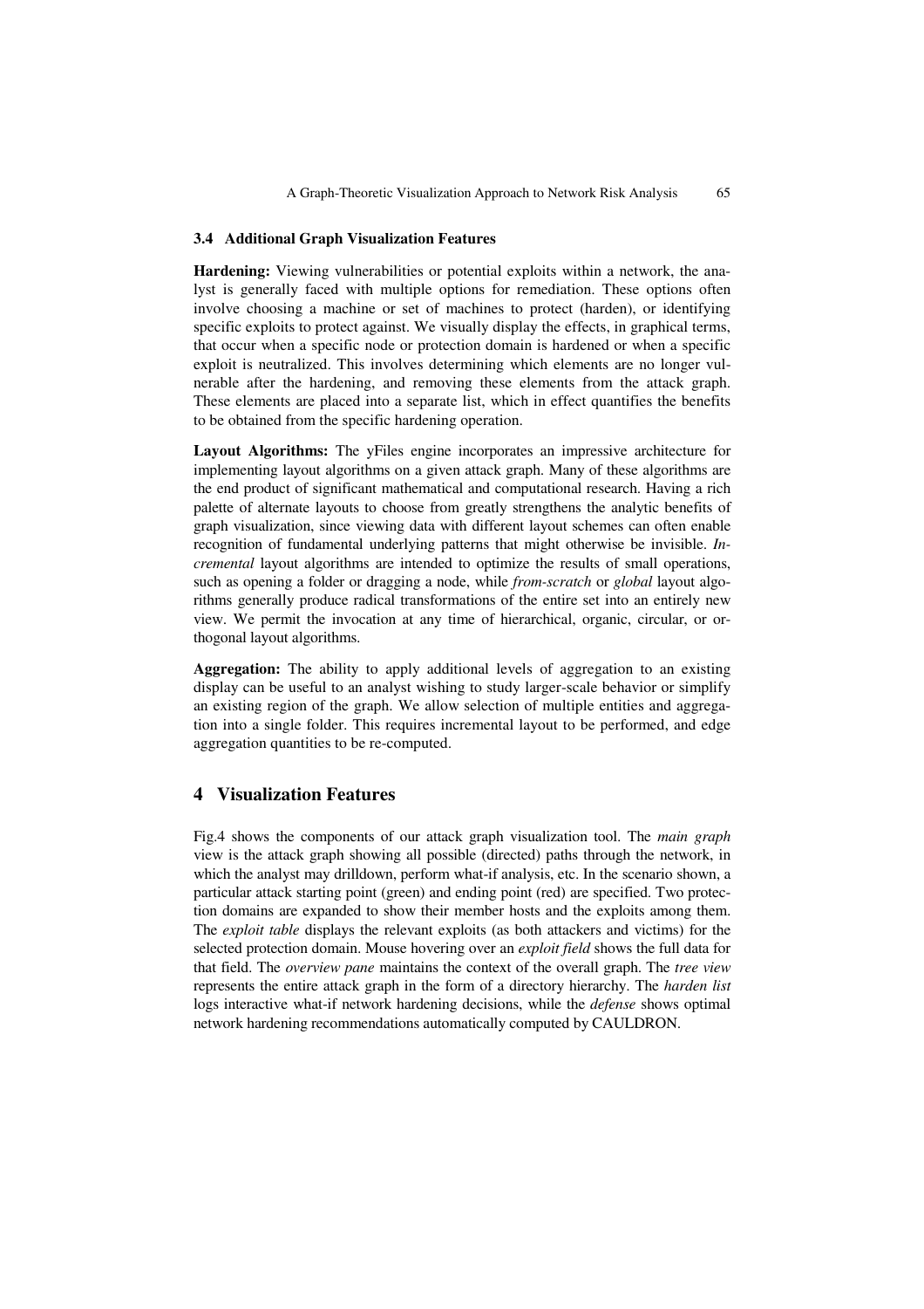### 3.4 Additional Graph Visualization Features

**Hardening:** Viewing vulnerabilities or potential exploits within a network, the analyst is generally faced with multiple options for remediation. These options often involve choosing a machine or set of machines to protect (harden), or identifying specific exploits to protect against. We visually display the effects, in graphical terms, that occur when a specific node or protection domain is hardened or when a specific exploit is neutralized. This involves determining which elements are no longer vulnerable after the hardening, and removing these elements from the attack graph. These elements are placed into a separate list, which in effect quantifies the benefits to be obtained from the specific hardening operation.

**Layout Algorithms:** The yFiles engine incorporates an impressive architecture for implementing layout algorithms on a given attack graph. Many of these algorithms are the end product of significant mathematical and computational research. Having a rich palette of alternate layouts to choose from greatly strengthens the analytic benefits of graph visualization, since viewing data with different layout schemes can often enable recognition of fundamental underlying patterns that might otherwise be invisible. *Incremental* layout algorithms are intended to optimize the results of small operations, such as opening a folder or dragging a node, while *from-scratch* or *global* layout algorithms generally produce radical transformations of the entire set into an entirely new view. We permit the invocation at any time of hierarchical, organic, circular, or orthogonal layout algorithms.

**Aggregation:** The ability to apply additional levels of aggregation to an existing display can be useful to an analyst wishing to study larger-scale behavior or simplify an existing region of the graph. We allow selection of multiple entities and aggregation into a single folder. This requires incremental layout to be performed, and edge aggregation quantities to be re-computed.

## 4 Visualization Features

Fig.4 shows the components of our attack graph visualization tool. The *main graph* view is the attack graph showing all possible (directed) paths through the network, in which the analyst may drilldown, perform what-if analysis, etc. In the scenario shown, a particular attack starting point (green) and ending point (red) are specified. Two protection domains are expanded to show their member hosts and the exploits among them. The *exploit table* displays the relevant exploits (as both attackers and victims) for the selected protection domain. Mouse hovering over an *exploit field* shows the full data for that field. The *overview pane* maintains the context of the overall graph. The *tree view* represents the entire attack graph in the form of a directory hierarchy. The *harden list* logs interactive what-if network hardening decisions, while the *defense* shows optimal network hardening recommendations automatically computed by CAULDRON.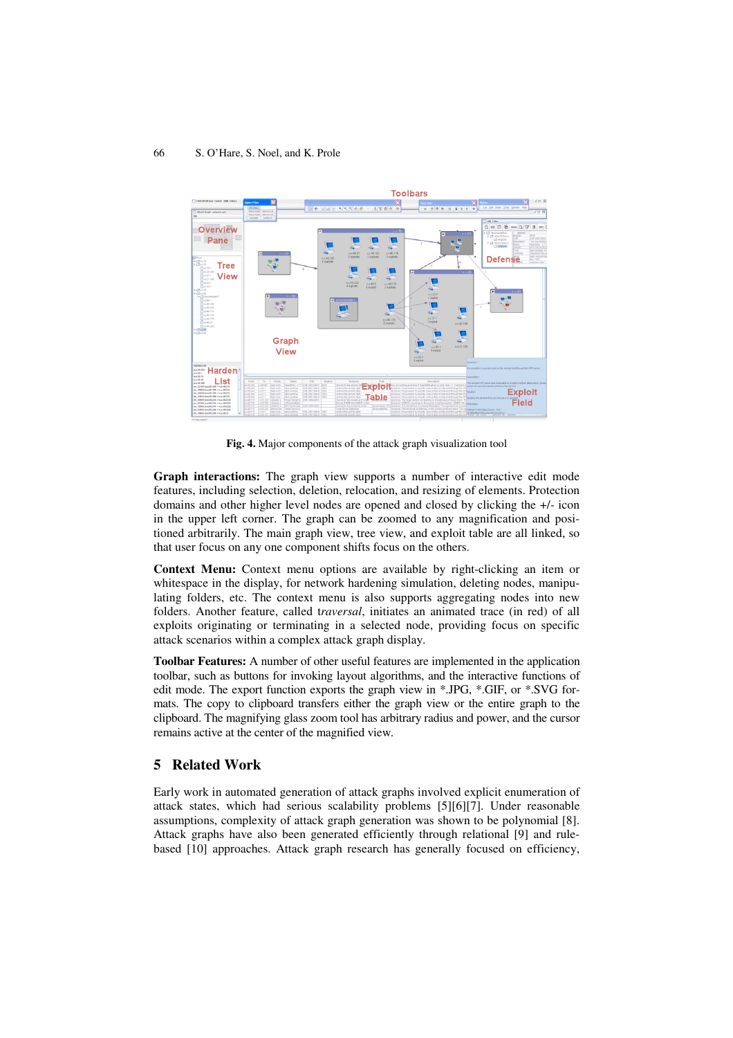**Fig. 4.** Major components of the attack graph visualization tool

**Graph interactions:** The graph view supports a number of interactive edit mode features, including selection, deletion, relocation, and resizing of elements. Protection domains and other higher level nodes are opened and closed by clicking the +/- icon in the upper left corner. The graph can be zoomed to any magnification and positioned arbitrarily. The main graph view, tree view, and exploit table are all linked, so that user focus on any one component shifts focus on the others.

**Context Menu:** Context menu options are available by right-clicking an item or whitespace in the display, for network hardening simulation, deleting nodes, manipulating folders, etc. The context menu is also supports aggregating nodes into new folders. Another feature, called *traversal*, initiates an animated trace (in red) of all exploits originating or terminating in a selected node, providing focus on specific attack scenarios within a complex attack graph display.

**Toolbar Features:** A number of other useful features are implemented in the application toolbar, such as buttons for invoking layout algorithms, and the interactive functions of edit mode. The export function exports the graph view in *.JPG, *.GIF, or *.SVG formats. The copy to clipboard transfers either the graph view or the entire graph to the clipboard. The magnifying glass zoom tool has arbitrary radius and power, and the cursor remains active at the center of the magnified view.

## 5 Related Work

Early work in automated generation of attack graphs involved explicit enumeration of attack states, which had serious scalability problems [5][6][7]. Under reasonable assumptions, complexity of attack graph generation was shown to be polynomial [8]. Attack graphs have also been generated efficiently through relational [9] and rule-based [10] approaches. Attack graph research has generally focused on efficiency,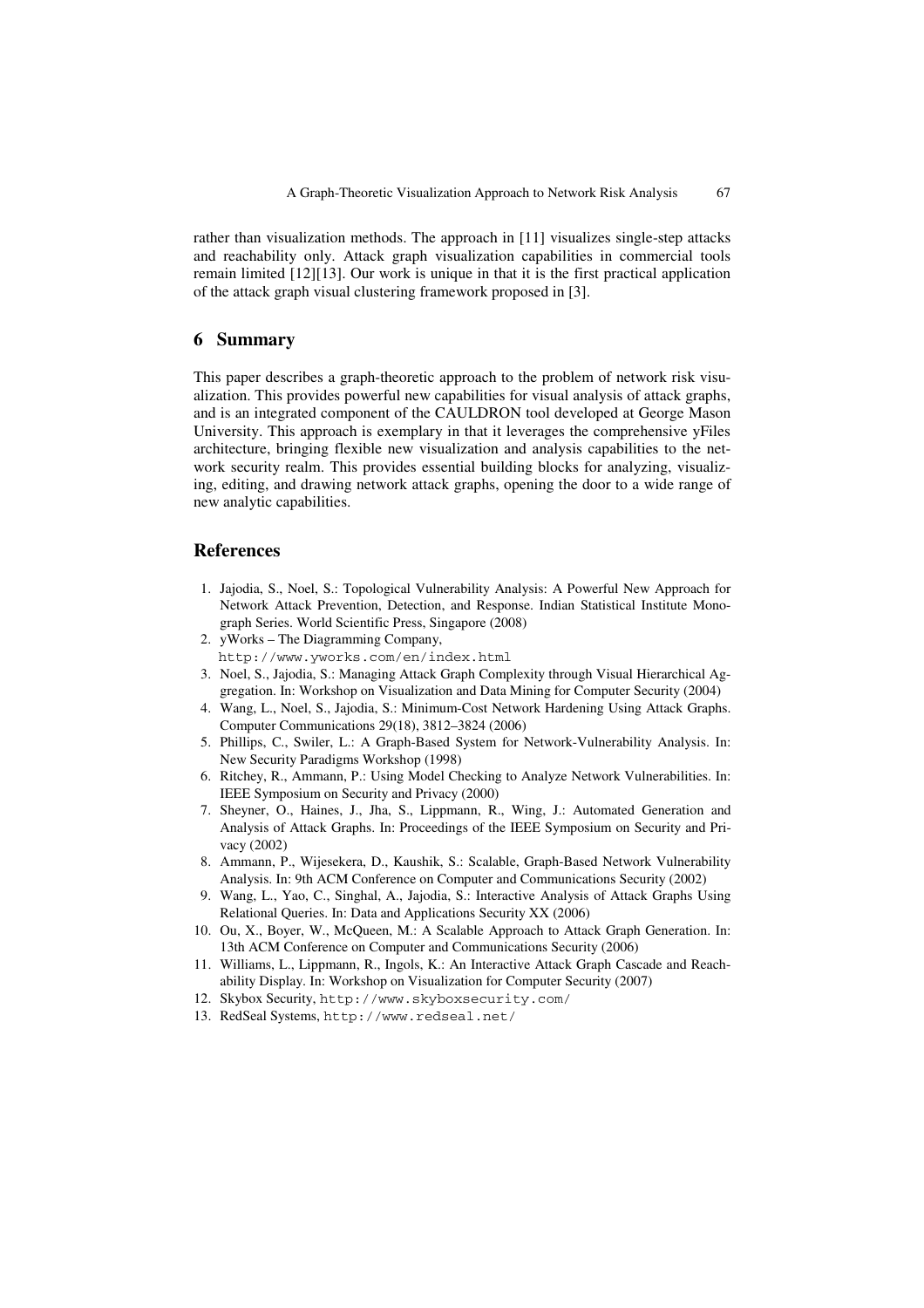rather than visualization methods. The approach in [11] visualizes single-step attacks and reachability only. Attack graph visualization capabilities in commercial tools remain limited [12][13]. Our work is unique in that it is the first practical application of the attack graph visual clustering framework proposed in [3].

## 6 Summary

This paper describes a graph-theoretic approach to the problem of network risk visualization. This provides powerful new capabilities for visual analysis of attack graphs, and is an integrated component of the CAULDRON tool developed at George Mason University. This approach is exemplary in that it leverages the comprehensive yFiles architecture, bringing flexible new visualization and analysis capabilities to the network security realm. This provides essential building blocks for analyzing, visualizing, editing, and drawing network attack graphs, opening the door to a wide range of new analytic capabilities.

## References

1. Jajodia, S., Noel, S.: Topological Vulnerability Analysis: A Powerful New Approach for Network Attack Prevention, Detection, and Response. Indian Statistical Institute Monograph Series. World Scientific Press, Singapore (2008)
2. yWorks – The Diagramming Company, `http://www.yworks.com/en/index.html`
3. Noel, S., Jajodia, S.: Managing Attack Graph Complexity through Visual Hierarchical Aggregation. In: Workshop on Visualization and Data Mining for Computer Security (2004)
4. Wang, L., Noel, S., Jajodia, S.: Minimum-Cost Network Hardening Using Attack Graphs. Computer Communications 29(18), 3812–3824 (2006)
5. Phillips, C., Swiler, L.: A Graph-Based System for Network-Vulnerability Analysis. In: New Security Paradigms Workshop (1998)
6. Ritchey, R., Ammann, P.: Using Model Checking to Analyze Network Vulnerabilities. In: IEEE Symposium on Security and Privacy (2000)
7. Sheyner, O., Haines, J., Jha, S., Lippmann, R., Wing, J.: Automated Generation and Analysis of Attack Graphs. In: Proceedings of the IEEE Symposium on Security and Privacy (2002)
8. Ammann, P., Wijesekera, D., Kaushik, S.: Scalable, Graph-Based Network Vulnerability Analysis. In: 9th ACM Conference on Computer and Communications Security (2002)
9. Wang, L., Yao, C., Singhal, A., Jajodia, S.: Interactive Analysis of Attack Graphs Using Relational Queries. In: Data and Applications Security XX (2006)
10. Ou, X., Boyer, W., McQueen, M.: A Scalable Approach to Attack Graph Generation. In: 13th ACM Conference on Computer and Communications Security (2006)
11. Williams, L., Lippmann, R., Ingols, K.: An Interactive Attack Graph Cascade and Reachability Display. In: Workshop on Visualization for Computer Security (2007)
12. Skybox Security, `http://www.skyboxsecurity.com/`
13. RedSeal Systems, `http://www.redseal.net/`